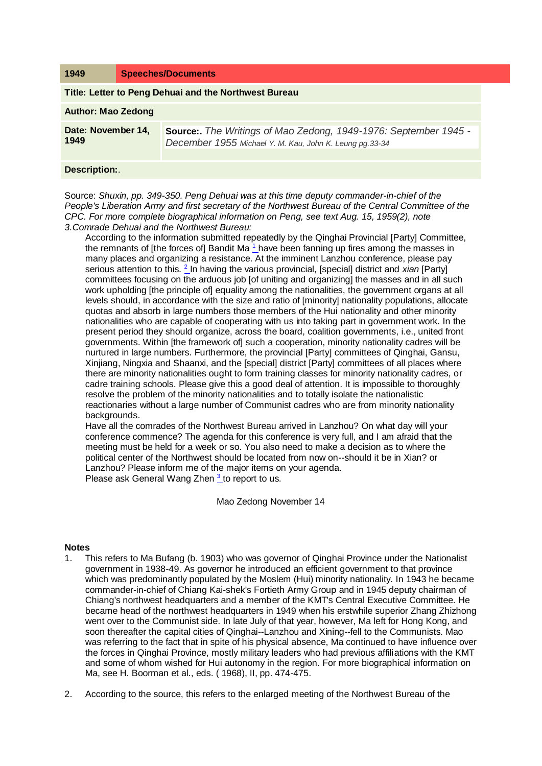| 1949 | Speeches/Documents |
|---|---|

**Title: Letter to Peng Dehuai and the Northwest Bureau**

**Author: Mao Zedong**

| Date: November 14, 1949 | Source:. *The Writings of Mao Zedong, 1949-1976: September 1945 - December 1955* *Michael Y. M. Kau, John K. Leung pg.33-34* |
|---|---|

**Description:**.

Source: *Shuxin, pp. 349-350. Peng Dehuai was at this time deputy commander-in-chief of the People's Liberation Army and first secretary of the Northwest Bureau of the Central Committee of the CPC. For more complete biographical information on Peng, see text Aug. 15, 1959(2), note 3.Comrade Dehuai and the Northwest Bureau:*

According to the information submitted repeatedly by the Qinghai Provincial [Party] Committee, the remnants of [the forces of] Bandit Ma [1] have been fanning up fires among the masses in many places and organizing a resistance. At the imminent Lanzhou conference, please pay serious attention to this. [2] In having the various provincial, [special] district and *xian* [Party] committees focusing on the arduous job [of uniting and organizing] the masses and in all such work upholding [the principle of] equality among the nationalities, the government organs at all levels should, in accordance with the size and ratio of [minority] nationality populations, allocate quotas and absorb in large numbers those members of the Hui nationality and other minority nationalities who are capable of cooperating with us into taking part in government work. In the present period they should organize, across the board, coalition governments, i.e., united front governments. Within [the framework of] such a cooperation, minority nationality cadres will be nurtured in large numbers. Furthermore, the provincial [Party] committees of Qinghai, Gansu, Xinjiang, Ningxia and Shaanxi, and the [special] district [Party] committees of all places where there are minority nationalities ought to form training classes for minority nationality cadres, or cadre training schools. Please give this a good deal of attention. It is impossible to thoroughly resolve the problem of the minority nationalities and to totally isolate the nationalistic reactionaries without a large number of Communist cadres who are from minority nationality backgrounds.

Have all the comrades of the Northwest Bureau arrived in Lanzhou? On what day will your conference commence? The agenda for this conference is very full, and I am afraid that the meeting must be held for a week or so. You also need to make a decision as to where the political center of the Northwest should be located from now on--should it be in Xian? or Lanzhou? Please inform me of the major items on your agenda.

Please ask General Wang Zhen [3] to report to us.

Mao Zedong November 14

**Notes**

1. This refers to Ma Bufang (b. 1903) who was governor of Qinghai Province under the Nationalist government in 1938-49. As governor he introduced an efficient government to that province which was predominantly populated by the Moslem (Hui) minority nationality. In 1943 he became commander-in-chief of Chiang Kai-shek's Fortieth Army Group and in 1945 deputy chairman of Chiang's northwest headquarters and a member of the KMT's Central Executive Committee. He became head of the northwest headquarters in 1949 when his erstwhile superior Zhang Zhizhong went over to the Communist side. In late July of that year, however, Ma left for Hong Kong, and soon thereafter the capital cities of Qinghai--Lanzhou and Xining--fell to the Communists. Mao was referring to the fact that in spite of his physical absence, Ma continued to have influence over the forces in Qinghai Province, mostly military leaders who had previous affiliations with the KMT and some of whom wished for Hui autonomy in the region. For more biographical information on Ma, see H. Boorman et al., eds. ( 1968), II, pp. 474-475.

2. According to the source, this refers to the enlarged meeting of the Northwest Bureau of the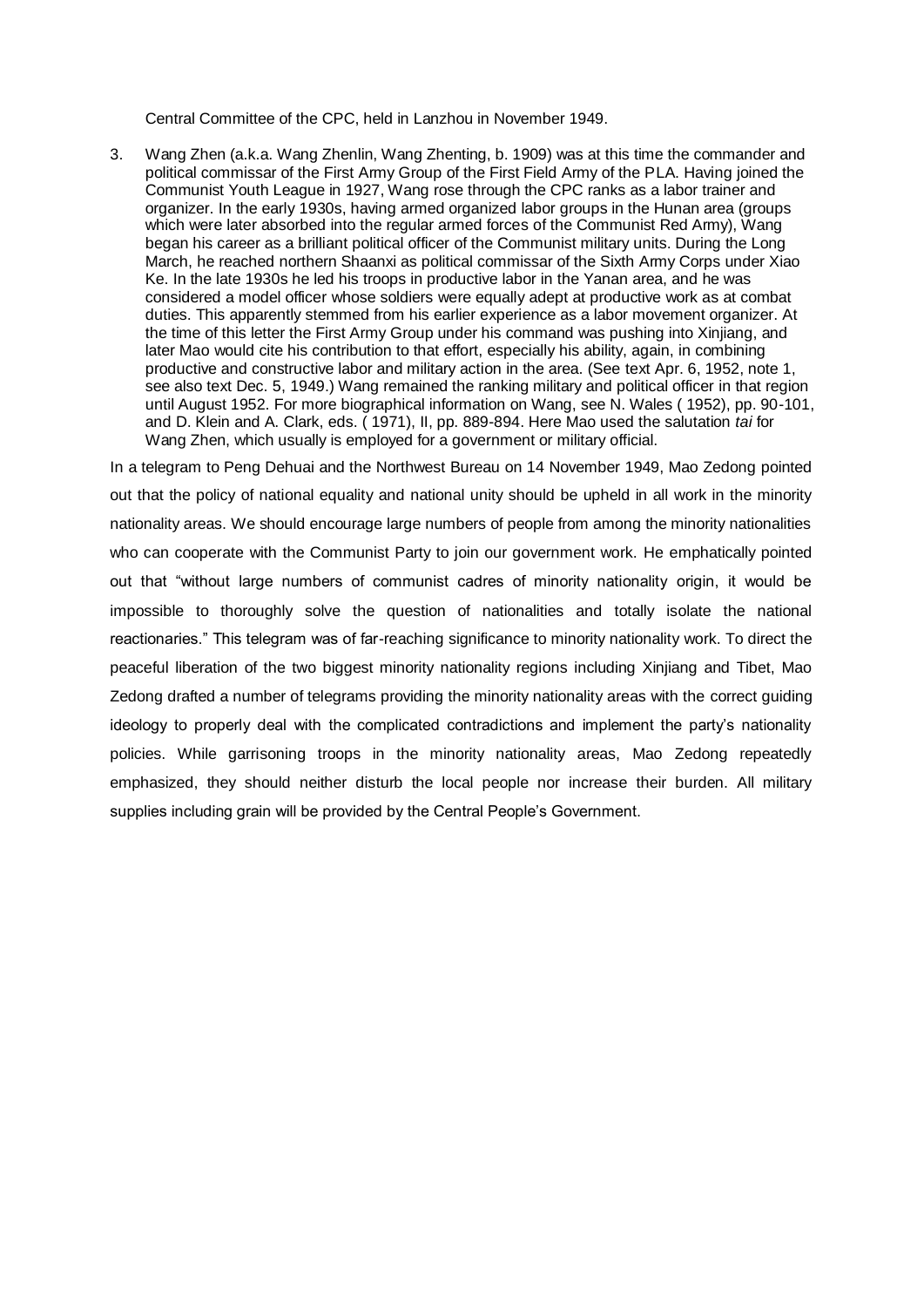Central Committee of the CPC, held in Lanzhou in November 1949.

3. Wang Zhen (a.k.a. Wang Zhenlin, Wang Zhenting, b. 1909) was at this time the commander and political commissar of the First Army Group of the First Field Army of the PLA. Having joined the Communist Youth League in 1927, Wang rose through the CPC ranks as a labor trainer and organizer. In the early 1930s, having armed organized labor groups in the Hunan area (groups which were later absorbed into the regular armed forces of the Communist Red Army), Wang began his career as a brilliant political officer of the Communist military units. During the Long March, he reached northern Shaanxi as political commissar of the Sixth Army Corps under Xiao Ke. In the late 1930s he led his troops in productive labor in the Yanan area, and he was considered a model officer whose soldiers were equally adept at productive work as at combat duties. This apparently stemmed from his earlier experience as a labor movement organizer. At the time of this letter the First Army Group under his command was pushing into Xinjiang, and later Mao would cite his contribution to that effort, especially his ability, again, in combining productive and constructive labor and military action in the area. (See text Apr. 6, 1952, note 1, see also text Dec. 5, 1949.) Wang remained the ranking military and political officer in that region until August 1952. For more biographical information on Wang, see N. Wales ( 1952), pp. 90-101, and D. Klein and A. Clark, eds. ( 1971), II, pp. 889-894. Here Mao used the salutation *tai* for Wang Zhen, which usually is employed for a government or military official.

In a telegram to Peng Dehuai and the Northwest Bureau on 14 November 1949, Mao Zedong pointed out that the policy of national equality and national unity should be upheld in all work in the minority nationality areas. We should encourage large numbers of people from among the minority nationalities who can cooperate with the Communist Party to join our government work. He emphatically pointed out that "without large numbers of communist cadres of minority nationality origin, it would be impossible to thoroughly solve the question of nationalities and totally isolate the national reactionaries." This telegram was of far-reaching significance to minority nationality work. To direct the peaceful liberation of the two biggest minority nationality regions including Xinjiang and Tibet, Mao Zedong drafted a number of telegrams providing the minority nationality areas with the correct guiding ideology to properly deal with the complicated contradictions and implement the party's nationality policies. While garrisoning troops in the minority nationality areas, Mao Zedong repeatedly emphasized, they should neither disturb the local people nor increase their burden. All military supplies including grain will be provided by the Central People's Government.